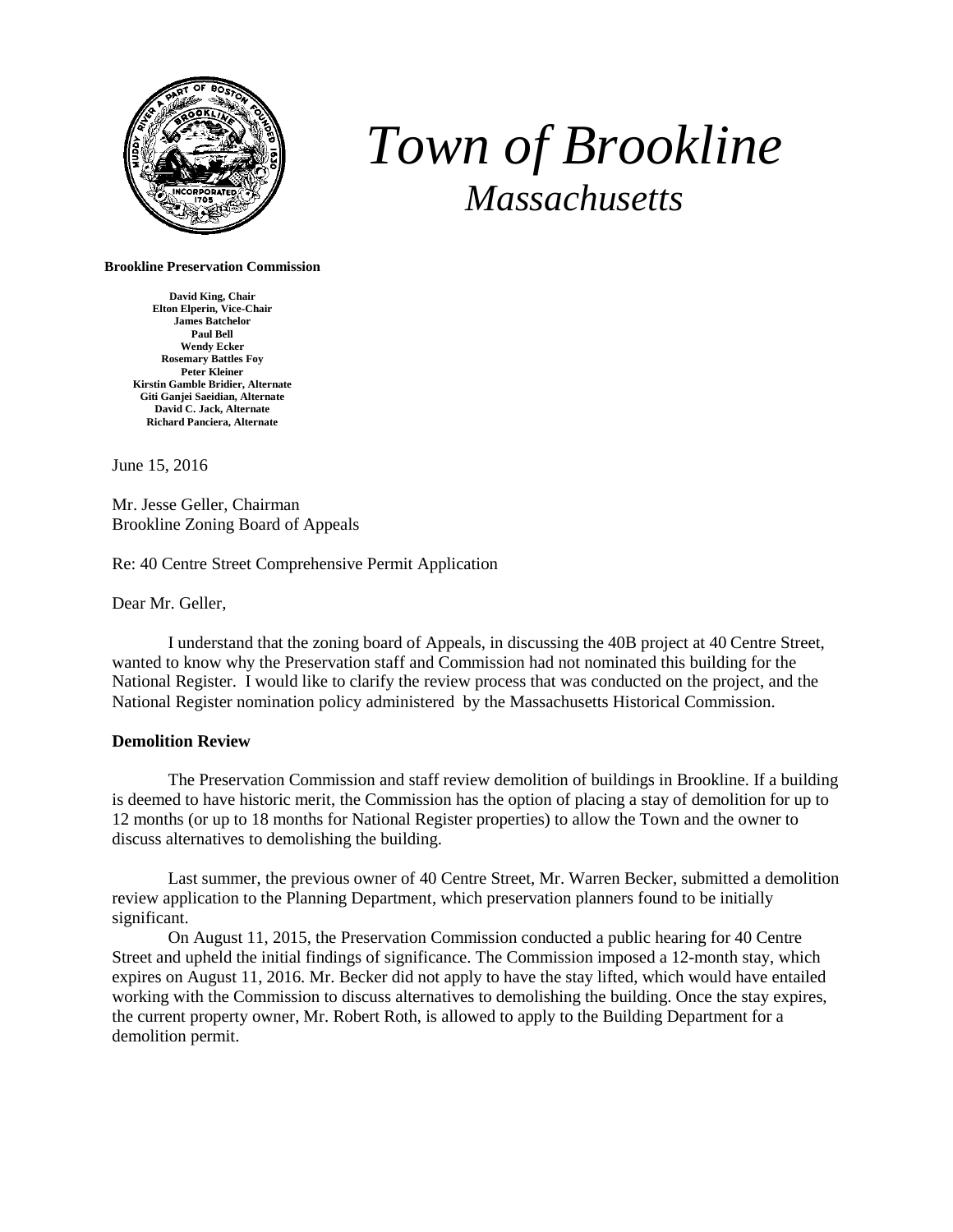# *Town of Brookline*
## *Massachusetts*

**Brookline Preservation Commission**

**David King, Chair**
**Elton Elperin, Vice-Chair**
**James Batchelor**
**Paul Bell**
**Wendy Ecker**
**Rosemary Battles Foy**
**Peter Kleiner**
**Kirstin Gamble Bridier, Alternate**
**Giti Ganjei Saeidian, Alternate**
**David C. Jack, Alternate**
**Richard Panciera, Alternate**

June 15, 2016

Mr. Jesse Geller, Chairman
Brookline Zoning Board of Appeals

Re: 40 Centre Street Comprehensive Permit Application

Dear Mr. Geller,

I understand that the zoning board of Appeals, in discussing the 40B project at 40 Centre Street, wanted to know why the Preservation staff and Commission had not nominated this building for the National Register. I would like to clarify the review process that was conducted on the project, and the National Register nomination policy administered by the Massachusetts Historical Commission.

### Demolition Review

The Preservation Commission and staff review demolition of buildings in Brookline. If a building is deemed to have historic merit, the Commission has the option of placing a stay of demolition for up to 12 months (or up to 18 months for National Register properties) to allow the Town and the owner to discuss alternatives to demolishing the building.

Last summer, the previous owner of 40 Centre Street, Mr. Warren Becker, submitted a demolition review application to the Planning Department, which preservation planners found to be initially significant.

On August 11, 2015, the Preservation Commission conducted a public hearing for 40 Centre Street and upheld the initial findings of significance. The Commission imposed a 12-month stay, which expires on August 11, 2016. Mr. Becker did not apply to have the stay lifted, which would have entailed working with the Commission to discuss alternatives to demolishing the building. Once the stay expires, the current property owner, Mr. Robert Roth, is allowed to apply to the Building Department for a demolition permit.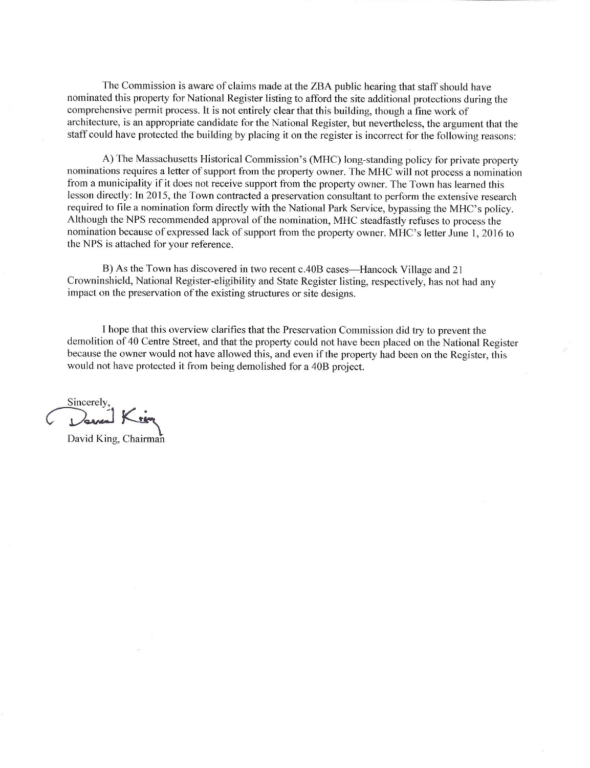The Commission is aware of claims made at the ZBA public hearing that staff should have nominated this property for National Register listing to afford the site additional protections during the comprehensive permit process. It is not entirely clear that this building, though a fine work of architecture, is an appropriate candidate for the National Register, but nevertheless, the argument that the staff could have protected the building by placing it on the register is incorrect for the following reasons:

A) The Massachusetts Historical Commission's (MHC) long-standing policy for private property nominations requires a letter of support from the property owner. The MHC will not process a nomination from a municipality if it does not receive support from the property owner. The Town has learned this lesson directly: In 2015, the Town contracted a preservation consultant to perform the extensive research required to file a nomination form directly with the National Park Service, bypassing the MHC's policy. Although the NPS recommended approval of the nomination, MHC steadfastly refuses to process the nomination because of expressed lack of support from the property owner. MHC's letter June 1, 2016 to the NPS is attached for your reference.

B) As the Town has discovered in two recent c.40B cases—Hancock Village and 21 Crowninshield, National Register-eligibility and State Register listing, respectively, has not had any impact on the preservation of the existing structures or site designs.

I hope that this overview clarifies that the Preservation Commission did try to prevent the demolition of 40 Centre Street, and that the property could not have been placed on the National Register because the owner would not have allowed this, and even if the property had been on the Register, this would not have protected it from being demolished for a 40B project.

Sincerely,

David King, Chairman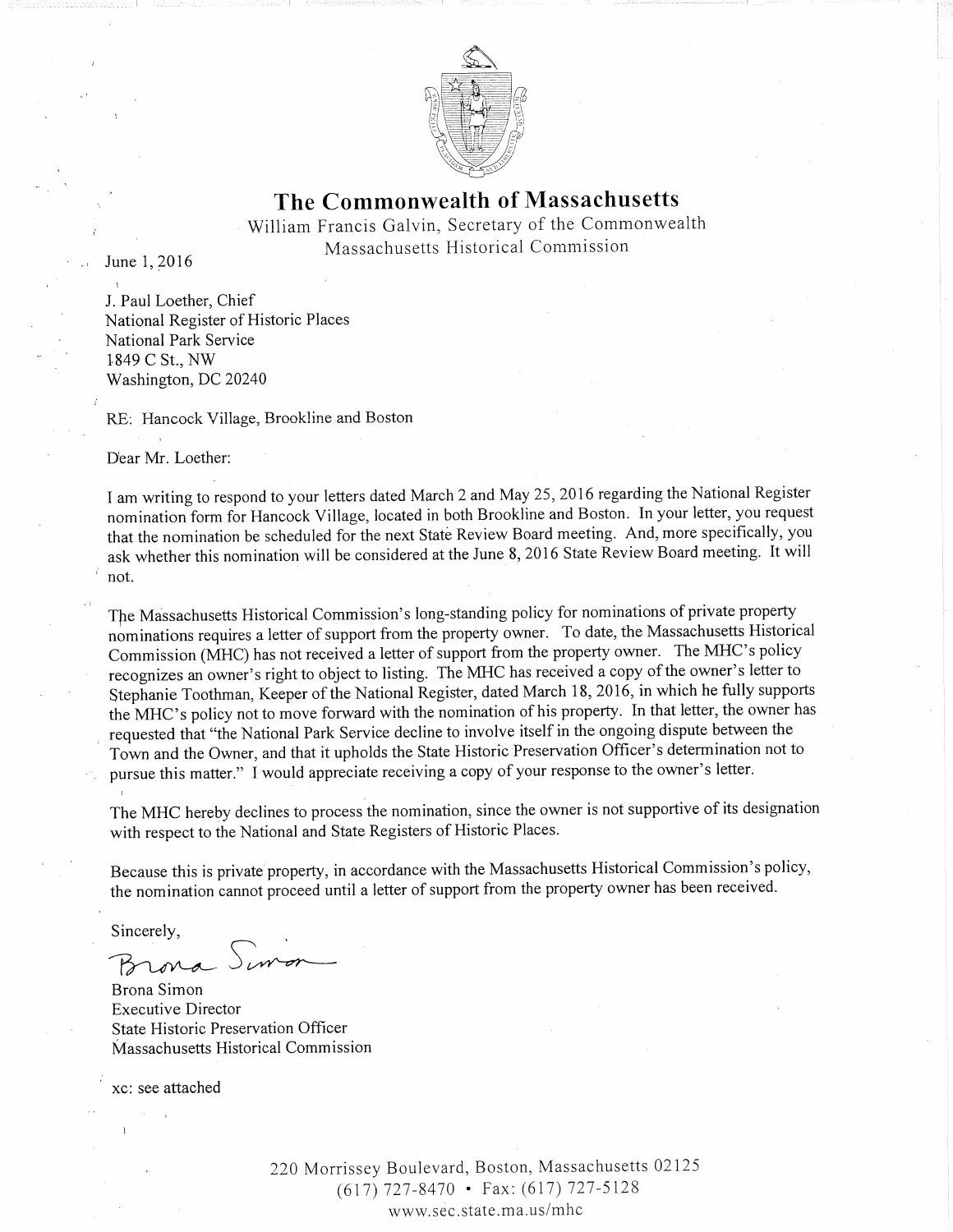# The Commonwealth of Massachusetts

William Francis Galvin, Secretary of the Commonwealth
Massachusetts Historical Commission

June 1, 2016

J. Paul Loether, Chief
National Register of Historic Places
National Park Service
1849 C St., NW
Washington, DC 20240

RE: Hancock Village, Brookline and Boston

Dear Mr. Loether:

I am writing to respond to your letters dated March 2 and May 25, 2016 regarding the National Register nomination form for Hancock Village, located in both Brookline and Boston. In your letter, you request that the nomination be scheduled for the next State Review Board meeting. And, more specifically, you ask whether this nomination will be considered at the June 8, 2016 State Review Board meeting. It will not.

The Massachusetts Historical Commission's long-standing policy for nominations of private property nominations requires a letter of support from the property owner. To date, the Massachusetts Historical Commission (MHC) has not received a letter of support from the property owner. The MHC's policy recognizes an owner's right to object to listing. The MHC has received a copy of the owner's letter to Stephanie Toothman, Keeper of the National Register, dated March 18, 2016, in which he fully supports the MHC's policy not to move forward with the nomination of his property. In that letter, the owner has requested that "the National Park Service decline to involve itself in the ongoing dispute between the Town and the Owner, and that it upholds the State Historic Preservation Officer's determination not to pursue this matter." I would appreciate receiving a copy of your response to the owner's letter.

The MHC hereby declines to process the nomination, since the owner is not supportive of its designation with respect to the National and State Registers of Historic Places.

Because this is private property, in accordance with the Massachusetts Historical Commission's policy, the nomination cannot proceed until a letter of support from the property owner has been received.

Sincerely,

Brona Simon

Brona Simon
Executive Director
State Historic Preservation Officer
Massachusetts Historical Commission

xc: see attached

220 Morrissey Boulevard, Boston, Massachusetts 02125
(617) 727-8470 • Fax: (617) 727-5128
www.sec.state.ma.us/mhc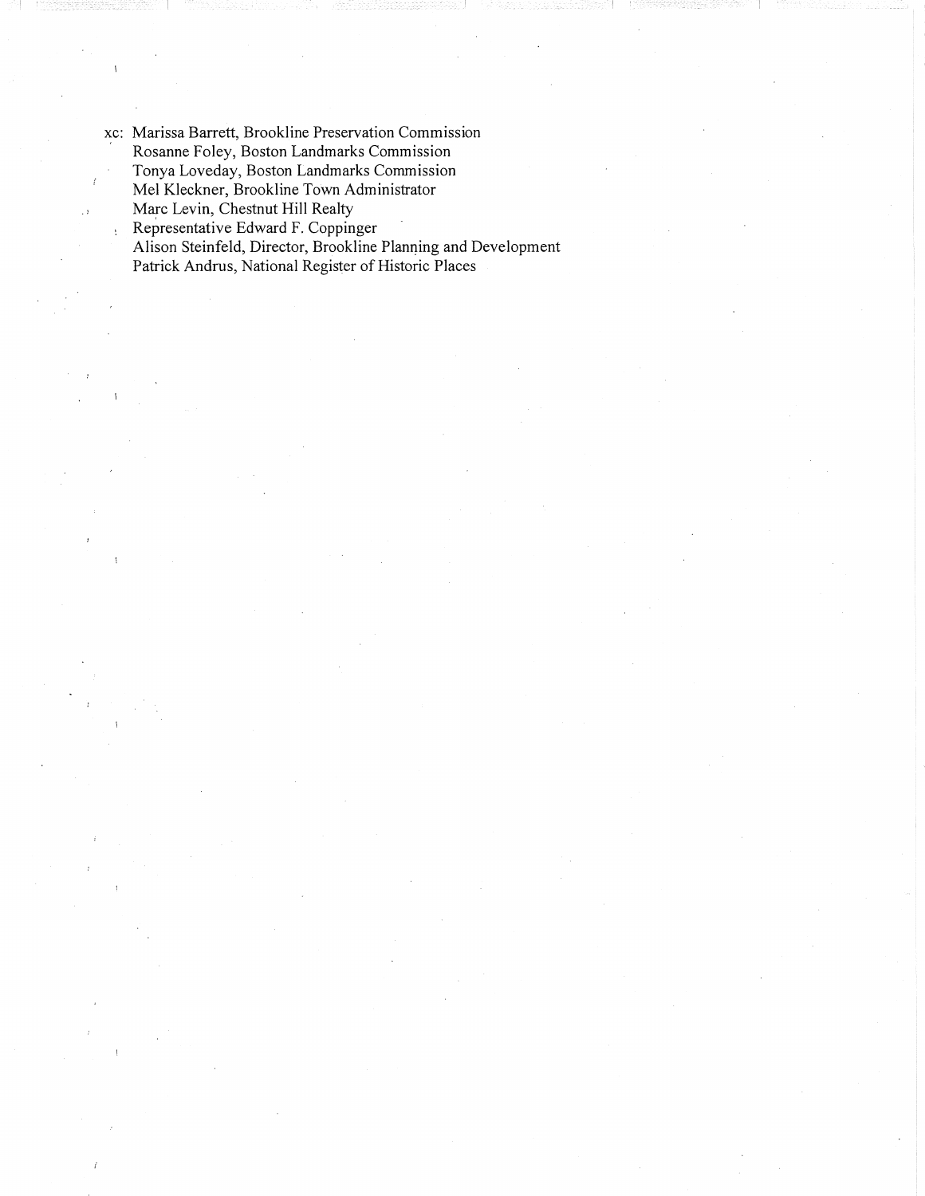xc: Marissa Barrett, Brookline Preservation Commission
Rosanne Foley, Boston Landmarks Commission
Tonya Loveday, Boston Landmarks Commission
Mel Kleckner, Brookline Town Administrator
Marc Levin, Chestnut Hill Realty
Representative Edward F. Coppinger
Alison Steinfeld, Director, Brookline Planning and Development
Patrick Andrus, National Register of Historic Places